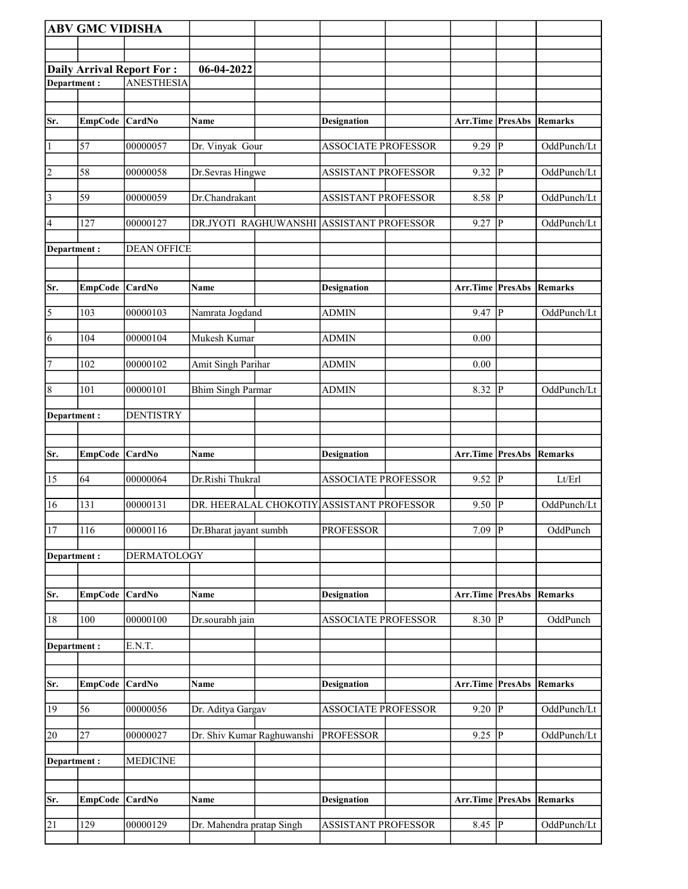**ABV GMC VIDISHA**

**Daily Arrival Report For : 06-04-2022**

**Department :** ANESTHESIA

| Sr. | EmpCode | CardNo | Name | Designation | Arr.Time | PresAbs | Remarks |
|---|---|---|---|---|---|---|---|
| 1 | 57 | 00000057 | Dr. Vinyak Gour | ASSOCIATE PROFESSOR | 9.29 | P | OddPunch/Lt |
| 2 | 58 | 00000058 | Dr.Sevras Hingwe | ASSISTANT PROFESSOR | 9.32 | P | OddPunch/Lt |
| 3 | 59 | 00000059 | Dr.Chandrakant | ASSISTANT PROFESSOR | 8.58 | P | OddPunch/Lt |
| 4 | 127 | 00000127 | DR.JYOTI RAGHUWANSHI | ASSISTANT PROFESSOR | 9.27 | P | OddPunch/Lt |

**Department :** DEAN OFFICE

| Sr. | EmpCode | CardNo | Name | Designation | Arr.Time | PresAbs | Remarks |
|---|---|---|---|---|---|---|---|
| 5 | 103 | 00000103 | Namrata Jogdand | ADMIN | 9.47 | P | OddPunch/Lt |
| 6 | 104 | 00000104 | Mukesh Kumar | ADMIN | 0.00 | | |
| 7 | 102 | 00000102 | Amit Singh Parihar | ADMIN | 0.00 | | |
| 8 | 101 | 00000101 | Bhim Singh Parmar | ADMIN | 8.32 | P | OddPunch/Lt |

**Department :** DENTISTRY

| Sr. | EmpCode | CardNo | Name | Designation | Arr.Time | PresAbs | Remarks |
|---|---|---|---|---|---|---|---|
| 15 | 64 | 00000064 | Dr.Rishi Thukral | ASSOCIATE PROFESSOR | 9.52 | P | Lt/Erl |
| 16 | 131 | 00000131 | DR. HEERALAL CHOKOTIY | ASSISTANT PROFESSOR | 9.50 | P | OddPunch/Lt |
| 17 | 116 | 00000116 | Dr.Bharat jayant sumbh | PROFESSOR | 7.09 | P | OddPunch |

**Department :** DERMATOLOGY

| Sr. | EmpCode | CardNo | Name | Designation | Arr.Time | PresAbs | Remarks |
|---|---|---|---|---|---|---|---|
| 18 | 100 | 00000100 | Dr.sourabh jain | ASSOCIATE PROFESSOR | 8.30 | P | OddPunch |

**Department :** E.N.T.

| Sr. | EmpCode | CardNo | Name | Designation | Arr.Time | PresAbs | Remarks |
|---|---|---|---|---|---|---|---|
| 19 | 56 | 00000056 | Dr. Aditya Gargav | ASSOCIATE PROFESSOR | 9.20 | P | OddPunch/Lt |
| 20 | 27 | 00000027 | Dr. Shiv Kumar Raghuwanshi | PROFESSOR | 9.25 | P | OddPunch/Lt |

**Department :** MEDICINE

| Sr. | EmpCode | CardNo | Name | Designation | Arr.Time | PresAbs | Remarks |
|---|---|---|---|---|---|---|---|
| 21 | 129 | 00000129 | Dr. Mahendra pratap Singh | ASSISTANT PROFESSOR | 8.45 | P | OddPunch/Lt |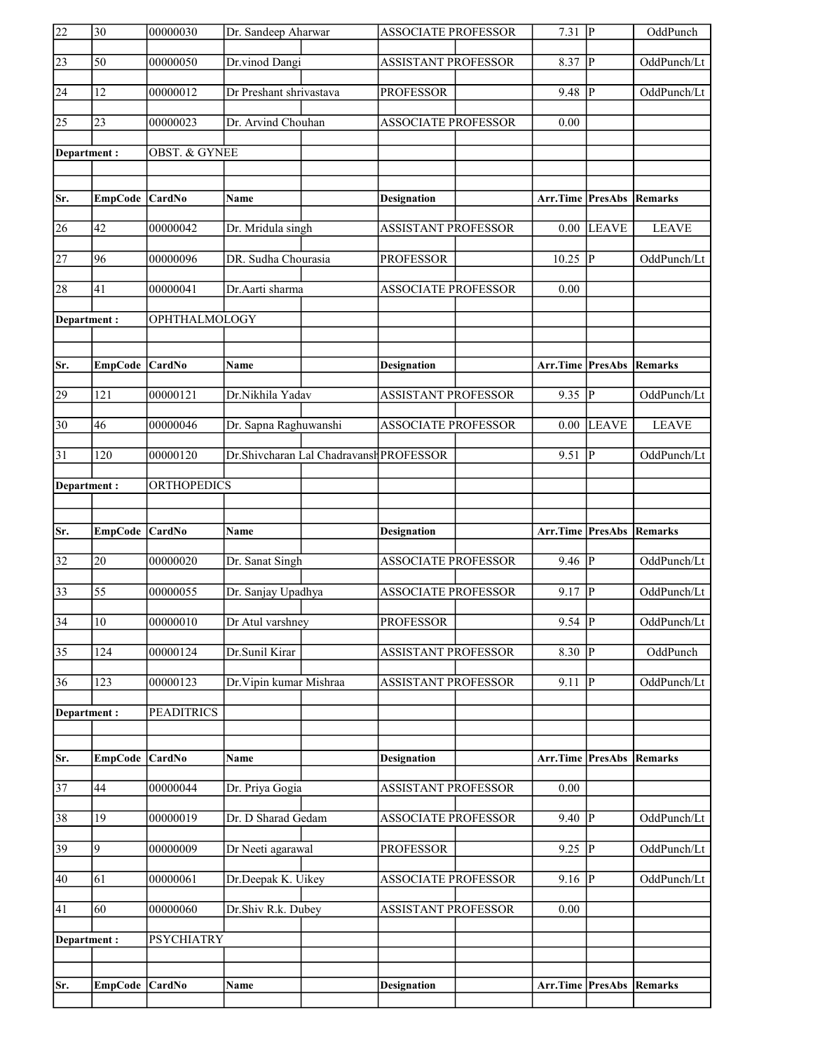| Sr. | EmpCode | CardNo | Name | Designation | Arr.Time | PresAbs | Remarks |
|---|---|---|---|---|---|---|---|
| 22 | 30 | 00000030 | Dr. Sandeep Aharwar | ASSOCIATE PROFESSOR | 7.31 | P | OddPunch |
| 23 | 50 | 00000050 | Dr.vinod Dangi | ASSISTANT PROFESSOR | 8.37 | P | OddPunch/Lt |
| 24 | 12 | 00000012 | Dr Preshant shrivastava | PROFESSOR | 9.48 | P | OddPunch/Lt |
| 25 | 23 | 00000023 | Dr. Arvind Chouhan | ASSOCIATE PROFESSOR | 0.00 | | |

| Department : | OBST. & GYNEE | | | | | | |
|---|---|---|---|---|---|---|---|
| **Sr.** | **EmpCode** | **CardNo** | **Name** | **Designation** | **Arr.Time** | **PresAbs** | **Remarks** |
| 26 | 42 | 00000042 | Dr. Mridula singh | ASSISTANT PROFESSOR | 0.00 | LEAVE | LEAVE |
| 27 | 96 | 00000096 | DR. Sudha Chourasia | PROFESSOR | 10.25 | P | OddPunch/Lt |
| 28 | 41 | 00000041 | Dr.Aarti sharma | ASSOCIATE PROFESSOR | 0.00 | | |

| Department : | OPHTHALMOLOGY | | | | | | |
|---|---|---|---|---|---|---|---|
| **Sr.** | **EmpCode** | **CardNo** | **Name** | **Designation** | **Arr.Time** | **PresAbs** | **Remarks** |
| 29 | 121 | 00000121 | Dr.Nikhila Yadav | ASSISTANT PROFESSOR | 9.35 | P | OddPunch/Lt |
| 30 | 46 | 00000046 | Dr. Sapna Raghuwanshi | ASSOCIATE PROFESSOR | 0.00 | LEAVE | LEAVE |
| 31 | 120 | 00000120 | Dr.Shivcharan Lal Chadravansh | PROFESSOR | 9.51 | P | OddPunch/Lt |

| Department : | ORTHOPEDICS | | | | | | |
|---|---|---|---|---|---|---|---|
| **Sr.** | **EmpCode** | **CardNo** | **Name** | **Designation** | **Arr.Time** | **PresAbs** | **Remarks** |
| 32 | 20 | 00000020 | Dr. Sanat Singh | ASSOCIATE PROFESSOR | 9.46 | P | OddPunch/Lt |
| 33 | 55 | 00000055 | Dr. Sanjay Upadhya | ASSOCIATE PROFESSOR | 9.17 | P | OddPunch/Lt |
| 34 | 10 | 00000010 | Dr Atul varshney | PROFESSOR | 9.54 | P | OddPunch/Lt |
| 35 | 124 | 00000124 | Dr.Sunil Kirar | ASSISTANT PROFESSOR | 8.30 | P | OddPunch |
| 36 | 123 | 00000123 | Dr.Vipin kumar Mishraa | ASSISTANT PROFESSOR | 9.11 | P | OddPunch/Lt |

| Department : | PEADITRICS | | | | | | |
|---|---|---|---|---|---|---|---|
| **Sr.** | **EmpCode** | **CardNo** | **Name** | **Designation** | **Arr.Time** | **PresAbs** | **Remarks** |
| 37 | 44 | 00000044 | Dr. Priya Gogia | ASSISTANT PROFESSOR | 0.00 | | |
| 38 | 19 | 00000019 | Dr. D Sharad Gedam | ASSOCIATE PROFESSOR | 9.40 | P | OddPunch/Lt |
| 39 | 9 | 00000009 | Dr Neeti agarawal | PROFESSOR | 9.25 | P | OddPunch/Lt |
| 40 | 61 | 00000061 | Dr.Deepak K. Uikey | ASSOCIATE PROFESSOR | 9.16 | P | OddPunch/Lt |
| 41 | 60 | 00000060 | Dr.Shiv R.k. Dubey | ASSISTANT PROFESSOR | 0.00 | | |

| Department : | PSYCHIATRY | | | | | | |
|---|---|---|---|---|---|---|---|
| **Sr.** | **EmpCode** | **CardNo** | **Name** | **Designation** | **Arr.Time** | **PresAbs** | **Remarks** |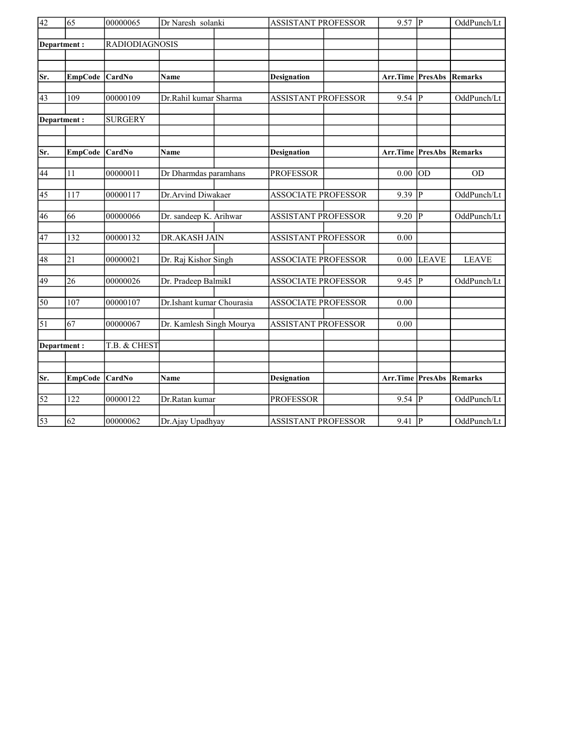| Sr. | EmpCode | CardNo | Name | Designation | Arr.Time | PresAbs | Remarks |
|---|---|---|---|---|---|---|---|
| 42 | 65 | 00000065 | Dr Naresh solanki | ASSISTANT PROFESSOR | 9.57 | P | OddPunch/Lt |

**Department :** RADIODIAGNOSIS

| Sr. | EmpCode | CardNo | Name | Designation | Arr.Time | PresAbs | Remarks |
|---|---|---|---|---|---|---|---|
| 43 | 109 | 00000109 | Dr.Rahil kumar Sharma | ASSISTANT PROFESSOR | 9.54 | P | OddPunch/Lt |

**Department :** SURGERY

| Sr. | EmpCode | CardNo | Name | Designation | Arr.Time | PresAbs | Remarks |
|---|---|---|---|---|---|---|---|
| 44 | 11 | 00000011 | Dr Dharmdas paramhans | PROFESSOR | 0.00 | OD | OD |
| 45 | 117 | 00000117 | Dr.Arvind Diwakaer | ASSOCIATE PROFESSOR | 9.39 | P | OddPunch/Lt |
| 46 | 66 | 00000066 | Dr. sandeep K. Arihwar | ASSISTANT PROFESSOR | 9.20 | P | OddPunch/Lt |
| 47 | 132 | 00000132 | DR.AKASH JAIN | ASSISTANT PROFESSOR | 0.00 | | |
| 48 | 21 | 00000021 | Dr. Raj Kishor Singh | ASSOCIATE PROFESSOR | 0.00 | LEAVE | LEAVE |
| 49 | 26 | 00000026 | Dr. Pradeep BalmikI | ASSOCIATE PROFESSOR | 9.45 | P | OddPunch/Lt |
| 50 | 107 | 00000107 | Dr.Ishant kumar Chourasia | ASSOCIATE PROFESSOR | 0.00 | | |
| 51 | 67 | 00000067 | Dr. Kamlesh Singh Mourya | ASSISTANT PROFESSOR | 0.00 | | |

**Department :** T.B. & CHEST

| Sr. | EmpCode | CardNo | Name | Designation | Arr.Time | PresAbs | Remarks |
|---|---|---|---|---|---|---|---|
| 52 | 122 | 00000122 | Dr.Ratan kumar | PROFESSOR | 9.54 | P | OddPunch/Lt |
| 53 | 62 | 00000062 | Dr.Ajay Upadhyay | ASSISTANT PROFESSOR | 9.41 | P | OddPunch/Lt |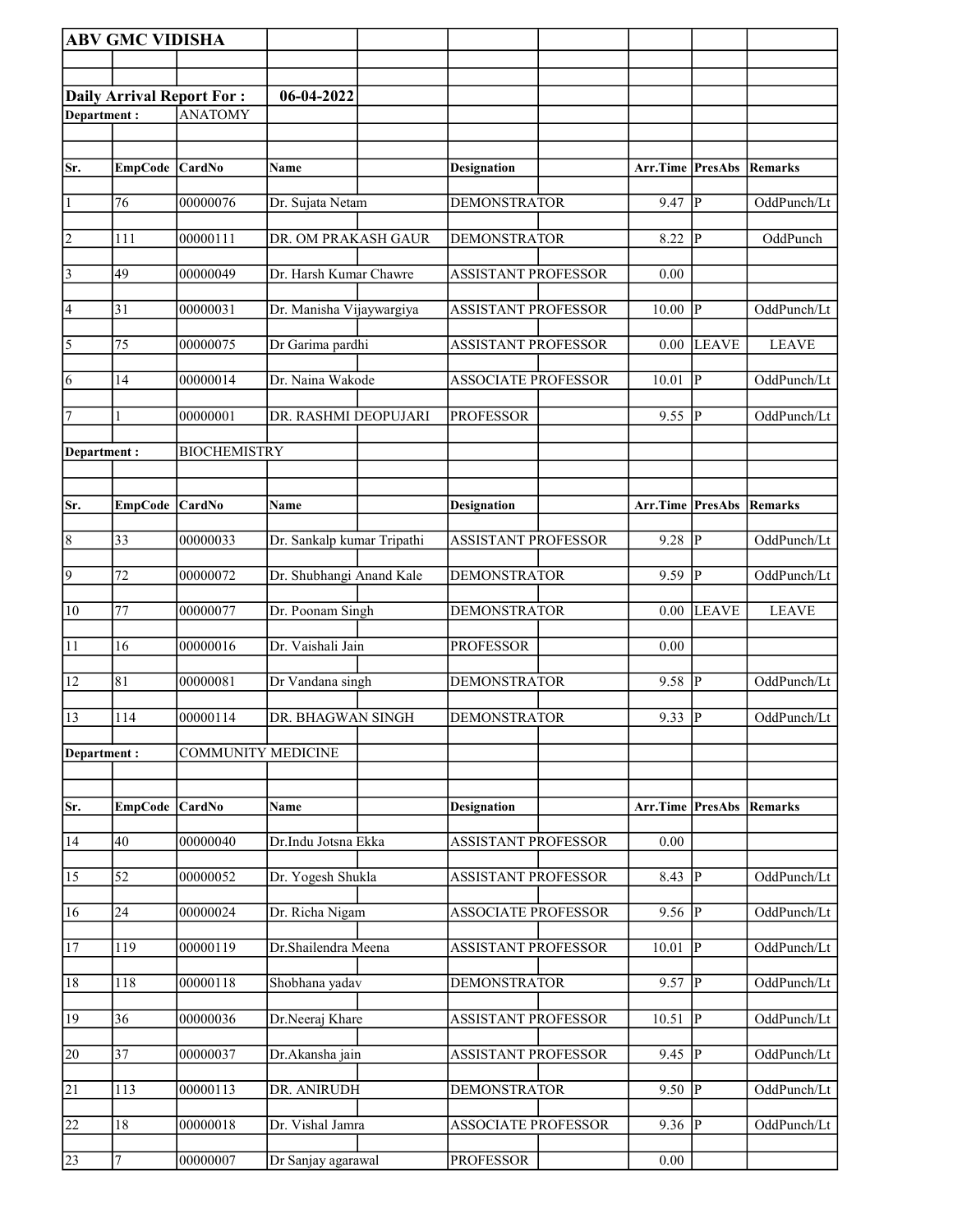**ABV GMC VIDISHA**

**Daily Arrival Report For :** **06-04-2022**

**Department :** ANATOMY

| Sr. | EmpCode | CardNo | Name | Designation | Arr.Time | PresAbs | Remarks |
|---|---|---|---|---|---|---|---|
| 1 | 76 | 00000076 | Dr. Sujata Netam | DEMONSTRATOR | 9.47 | P | OddPunch/Lt |
| 2 | 111 | 00000111 | DR. OM PRAKASH GAUR | DEMONSTRATOR | 8.22 | P | OddPunch |
| 3 | 49 | 00000049 | Dr. Harsh Kumar Chawre | ASSISTANT PROFESSOR | 0.00 | | |
| 4 | 31 | 00000031 | Dr. Manisha Vijaywargiya | ASSISTANT PROFESSOR | 10.00 | P | OddPunch/Lt |
| 5 | 75 | 00000075 | Dr Garima pardhi | ASSISTANT PROFESSOR | 0.00 | LEAVE | LEAVE |
| 6 | 14 | 00000014 | Dr. Naina Wakode | ASSOCIATE PROFESSOR | 10.01 | P | OddPunch/Lt |
| 7 | 1 | 00000001 | DR. RASHMI DEOPUJARI | PROFESSOR | 9.55 | P | OddPunch/Lt |

**Department :** BIOCHEMISTRY

| Sr. | EmpCode | CardNo | Name | Designation | Arr.Time | PresAbs | Remarks |
|---|---|---|---|---|---|---|---|
| 8 | 33 | 00000033 | Dr. Sankalp kumar Tripathi | ASSISTANT PROFESSOR | 9.28 | P | OddPunch/Lt |
| 9 | 72 | 00000072 | Dr. Shubhangi Anand Kale | DEMONSTRATOR | 9.59 | P | OddPunch/Lt |
| 10 | 77 | 00000077 | Dr. Poonam Singh | DEMONSTRATOR | 0.00 | LEAVE | LEAVE |
| 11 | 16 | 00000016 | Dr. Vaishali Jain | PROFESSOR | 0.00 | | |
| 12 | 81 | 00000081 | Dr Vandana singh | DEMONSTRATOR | 9.58 | P | OddPunch/Lt |
| 13 | 114 | 00000114 | DR. BHAGWAN SINGH | DEMONSTRATOR | 9.33 | P | OddPunch/Lt |

**Department :** COMMUNITY MEDICINE

| Sr. | EmpCode | CardNo | Name | Designation | Arr.Time | PresAbs | Remarks |
|---|---|---|---|---|---|---|---|
| 14 | 40 | 00000040 | Dr.Indu Jotsna Ekka | ASSISTANT PROFESSOR | 0.00 | | |
| 15 | 52 | 00000052 | Dr. Yogesh Shukla | ASSISTANT PROFESSOR | 8.43 | P | OddPunch/Lt |
| 16 | 24 | 00000024 | Dr. Richa Nigam | ASSOCIATE PROFESSOR | 9.56 | P | OddPunch/Lt |
| 17 | 119 | 00000119 | Dr.Shailendra Meena | ASSISTANT PROFESSOR | 10.01 | P | OddPunch/Lt |
| 18 | 118 | 00000118 | Shobhana yadav | DEMONSTRATOR | 9.57 | P | OddPunch/Lt |
| 19 | 36 | 00000036 | Dr.Neeraj Khare | ASSISTANT PROFESSOR | 10.51 | P | OddPunch/Lt |
| 20 | 37 | 00000037 | Dr.Akansha jain | ASSISTANT PROFESSOR | 9.45 | P | OddPunch/Lt |
| 21 | 113 | 00000113 | DR. ANIRUDH | DEMONSTRATOR | 9.50 | P | OddPunch/Lt |
| 22 | 18 | 00000018 | Dr. Vishal Jamra | ASSOCIATE PROFESSOR | 9.36 | P | OddPunch/Lt |
| 23 | 7 | 00000007 | Dr Sanjay agarawal | PROFESSOR | 0.00 | | |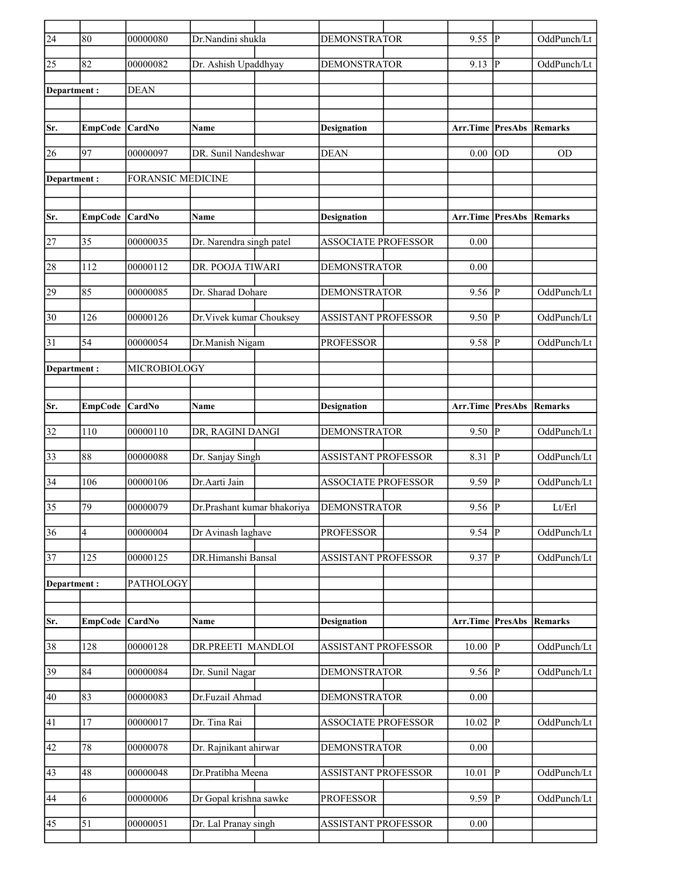| Sr. | EmpCode | CardNo | Name | Designation | Arr.Time | PresAbs | Remarks |
|---|---|---|---|---|---|---|---|
| 24 | 80 | 00000080 | Dr.Nandini shukla | DEMONSTRATOR | 9.55 | P | OddPunch/Lt |
| 25 | 82 | 00000082 | Dr. Ashish Upaddhyay | DEMONSTRATOR | 9.13 | P | OddPunch/Lt |
| **Department :** | | DEAN | | | | | |
| **Sr.** | **EmpCode** | **CardNo** | **Name** | **Designation** | **Arr.Time** | **PresAbs** | **Remarks** |
| 26 | 97 | 00000097 | DR. Sunil Nandeshwar | DEAN | 0.00 | OD | OD |
| **Department :** | | FORANSIC MEDICINE | | | | | |
| **Sr.** | **EmpCode** | **CardNo** | **Name** | **Designation** | **Arr.Time** | **PresAbs** | **Remarks** |
| 27 | 35 | 00000035 | Dr. Narendra singh patel | ASSOCIATE PROFESSOR | 0.00 | | |
| 28 | 112 | 00000112 | DR. POOJA TIWARI | DEMONSTRATOR | 0.00 | | |
| 29 | 85 | 00000085 | Dr. Sharad Dohare | DEMONSTRATOR | 9.56 | P | OddPunch/Lt |
| 30 | 126 | 00000126 | Dr.Vivek kumar Chouksey | ASSISTANT PROFESSOR | 9.50 | P | OddPunch/Lt |
| 31 | 54 | 00000054 | Dr.Manish Nigam | PROFESSOR | 9.58 | P | OddPunch/Lt |
| **Department :** | | MICROBIOLOGY | | | | | |
| **Sr.** | **EmpCode** | **CardNo** | **Name** | **Designation** | **Arr.Time** | **PresAbs** | **Remarks** |
| 32 | 110 | 00000110 | DR, RAGINI DANGI | DEMONSTRATOR | 9.50 | P | OddPunch/Lt |
| 33 | 88 | 00000088 | Dr. Sanjay Singh | ASSISTANT PROFESSOR | 8.31 | P | OddPunch/Lt |
| 34 | 106 | 00000106 | Dr.Aarti Jain | ASSOCIATE PROFESSOR | 9.59 | P | OddPunch/Lt |
| 35 | 79 | 00000079 | Dr.Prashant kumar bhakoriya | DEMONSTRATOR | 9.56 | P | Lt/Erl |
| 36 | 4 | 00000004 | Dr Avinash laghave | PROFESSOR | 9.54 | P | OddPunch/Lt |
| 37 | 125 | 00000125 | DR.Himanshi Bansal | ASSISTANT PROFESSOR | 9.37 | P | OddPunch/Lt |
| **Department :** | | PATHOLOGY | | | | | |
| **Sr.** | **EmpCode** | **CardNo** | **Name** | **Designation** | **Arr.Time** | **PresAbs** | **Remarks** |
| 38 | 128 | 00000128 | DR.PREETI MANDLOI | ASSISTANT PROFESSOR | 10.00 | P | OddPunch/Lt |
| 39 | 84 | 00000084 | Dr. Sunil Nagar | DEMONSTRATOR | 9.56 | P | OddPunch/Lt |
| 40 | 83 | 00000083 | Dr.Fuzail Ahmad | DEMONSTRATOR | 0.00 | | |
| 41 | 17 | 00000017 | Dr. Tina Rai | ASSOCIATE PROFESSOR | 10.02 | P | OddPunch/Lt |
| 42 | 78 | 00000078 | Dr. Rajnikant ahirwar | DEMONSTRATOR | 0.00 | | |
| 43 | 48 | 00000048 | Dr.Pratibha Meena | ASSISTANT PROFESSOR | 10.01 | P | OddPunch/Lt |
| 44 | 6 | 00000006 | Dr Gopal krishna sawke | PROFESSOR | 9.59 | P | OddPunch/Lt |
| 45 | 51 | 00000051 | Dr. Lal Pranay singh | ASSISTANT PROFESSOR | 0.00 | | |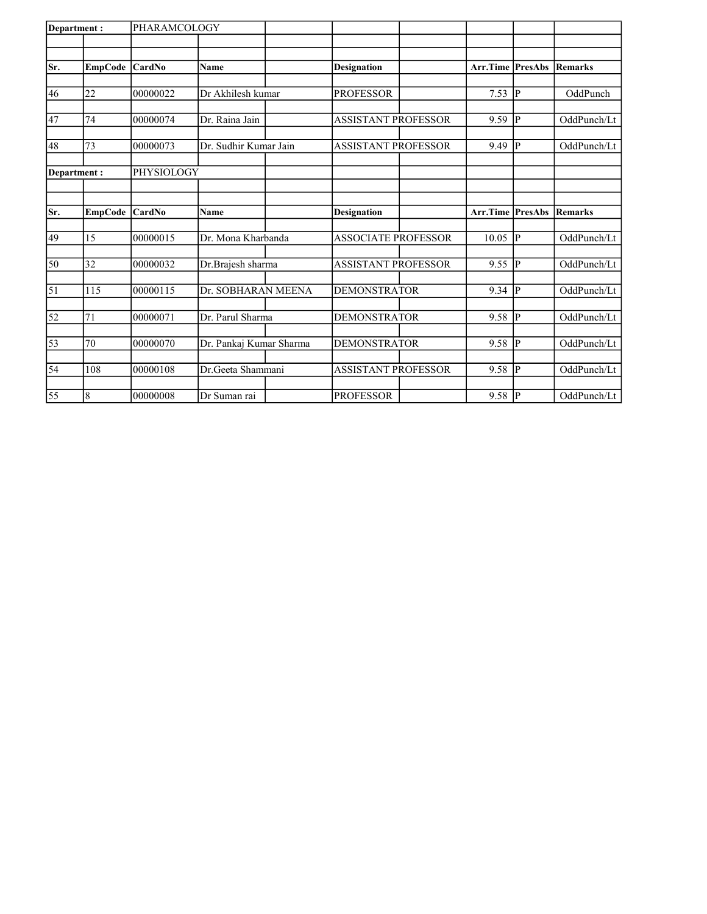| Department : | | PHARAMCOLOGY | | | | | | | |
|---|---|---|---|---|---|---|---|---|---|
| Sr. | EmpCode | CardNo | Name | | Designation | | Arr.Time | PresAbs | Remarks |
| 46 | 22 | 00000022 | Dr Akhilesh kumar | | PROFESSOR | | 7.53 | P | OddPunch |
| 47 | 74 | 00000074 | Dr. Raina Jain | | ASSISTANT PROFESSOR | | 9.59 | P | OddPunch/Lt |
| 48 | 73 | 00000073 | Dr. Sudhir Kumar Jain | | ASSISTANT PROFESSOR | | 9.49 | P | OddPunch/Lt |
| Department : | | PHYSIOLOGY | | | | | | | |
| Sr. | EmpCode | CardNo | Name | | Designation | | Arr.Time | PresAbs | Remarks |
| 49 | 15 | 00000015 | Dr. Mona Kharbanda | | ASSOCIATE PROFESSOR | | 10.05 | P | OddPunch/Lt |
| 50 | 32 | 00000032 | Dr.Brajesh sharma | | ASSISTANT PROFESSOR | | 9.55 | P | OddPunch/Lt |
| 51 | 115 | 00000115 | Dr. SOBHARAN MEENA | | DEMONSTRATOR | | 9.34 | P | OddPunch/Lt |
| 52 | 71 | 00000071 | Dr. Parul Sharma | | DEMONSTRATOR | | 9.58 | P | OddPunch/Lt |
| 53 | 70 | 00000070 | Dr. Pankaj Kumar Sharma | | DEMONSTRATOR | | 9.58 | P | OddPunch/Lt |
| 54 | 108 | 00000108 | Dr.Geeta Shammani | | ASSISTANT PROFESSOR | | 9.58 | P | OddPunch/Lt |
| 55 | 8 | 00000008 | Dr Suman rai | | PROFESSOR | | 9.58 | P | OddPunch/Lt |